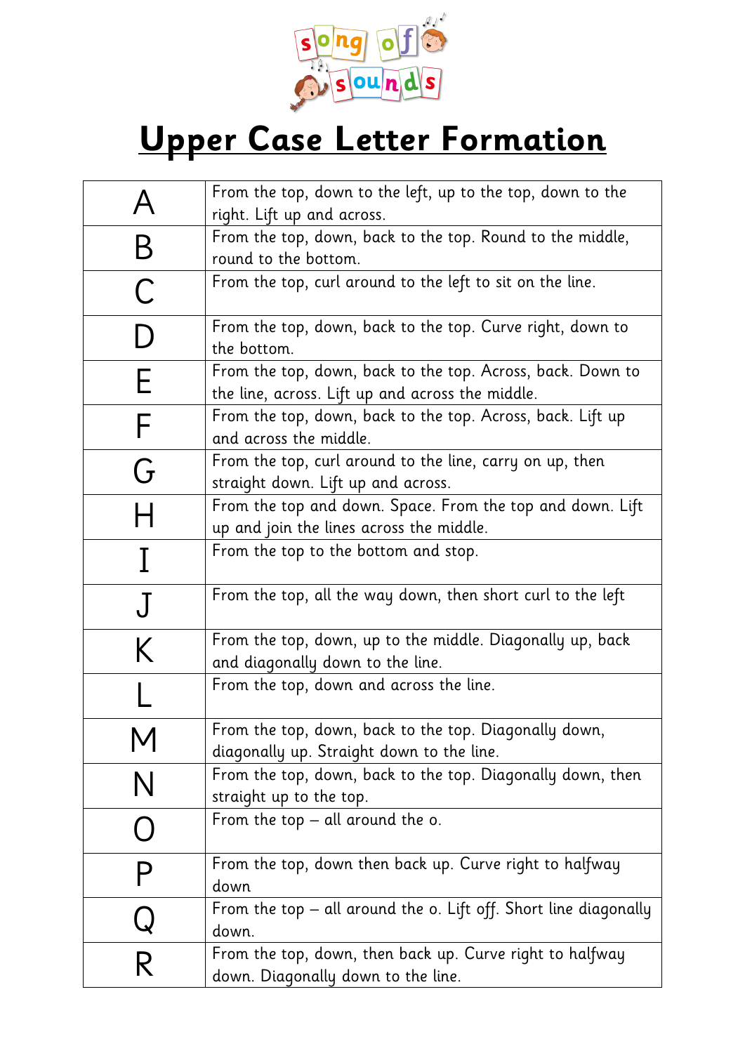song of sounds

# Upper Case Letter Formation

| | |
|---|---|
| A | From the top, down to the left, up to the top, down to the right. Lift up and across. |
| B | From the top, down, back to the top. Round to the middle, round to the bottom. |
| C | From the top, curl around to the left to sit on the line. |
| D | From the top, down, back to the top. Curve right, down to the bottom. |
| E | From the top, down, back to the top. Across, back. Down to the line, across. Lift up and across the middle. |
| F | From the top, down, back to the top. Across, back. Lift up and across the middle. |
| G | From the top, curl around to the line, carry on up, then straight down. Lift up and across. |
| H | From the top and down. Space. From the top and down. Lift up and join the lines across the middle. |
| I | From the top to the bottom and stop. |
| J | From the top, all the way down, then short curl to the left |
| K | From the top, down, up to the middle. Diagonally up, back and diagonally down to the line. |
| L | From the top, down and across the line. |
| M | From the top, down, back to the top. Diagonally down, diagonally up. Straight down to the line. |
| N | From the top, down, back to the top. Diagonally down, then straight up to the top. |
| O | From the top – all around the o. |
| P | From the top, down then back up. Curve right to halfway down |
| Q | From the top – all around the o. Lift off. Short line diagonally down. |
| R | From the top, down, then back up. Curve right to halfway down. Diagonally down to the line. |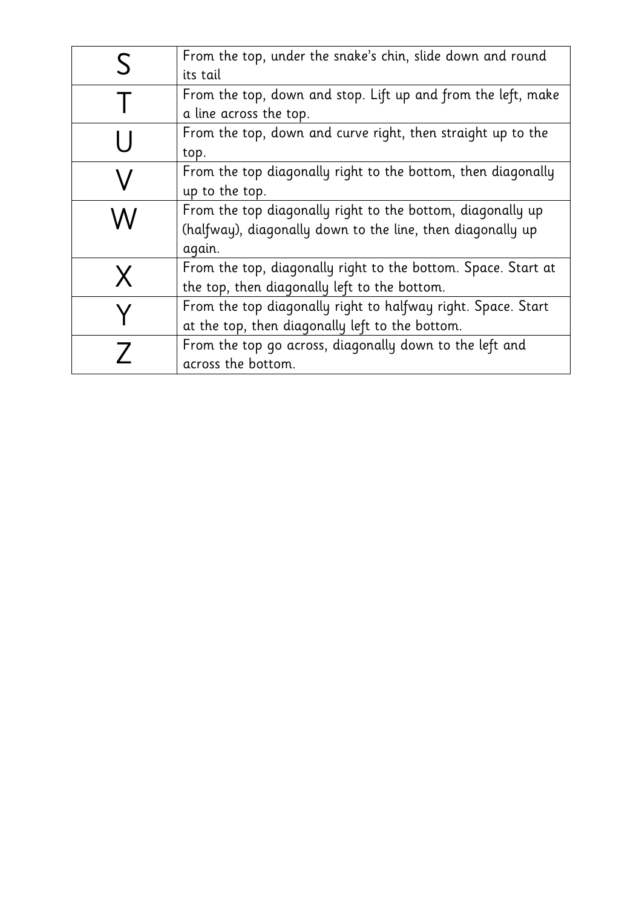| | |
|---|---|
| S | From the top, under the snake's chin, slide down and round its tail |
| T | From the top, down and stop. Lift up and from the left, make a line across the top. |
| U | From the top, down and curve right, then straight up to the top. |
| V | From the top diagonally right to the bottom, then diagonally up to the top. |
| W | From the top diagonally right to the bottom, diagonally up (halfway), diagonally down to the line, then diagonally up again. |
| X | From the top, diagonally right to the bottom. Space. Start at the top, then diagonally left to the bottom. |
| Y | From the top diagonally right to halfway right. Space. Start at the top, then diagonally left to the bottom. |
| Z | From the top go across, diagonally down to the left and across the bottom. |